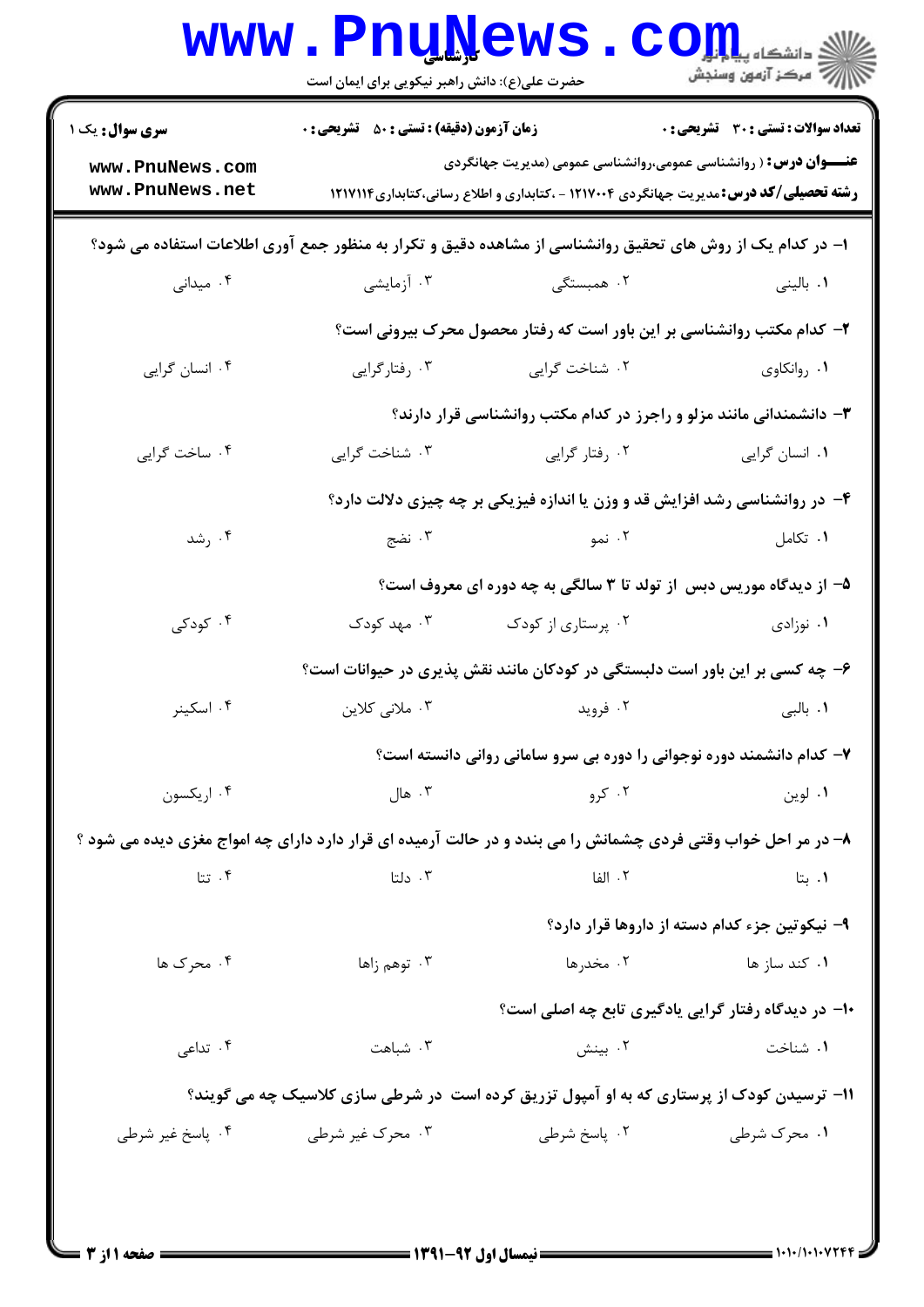کارشناسی

حضرت علی(ع): دانش راهبر نیکویی برای ایمان است

**سری سوال:** یک ۱

**زمان آزمون (دقیقه) : تستی : ۵۰ تشریحی : ۰**

**تعداد سوالات : تستی : ۳۰ تشریحی : ۰**

**عنـــوان درس :** ( روانشناسی عمومی،روانشناسی عمومی (مدیریت جهانگردی

**رشته تحصیلی/کد درس:** مدیریت جهانگردی ۱۲۱۷۰۰۴ - ،کتابداری و اطلاع رسانی،کتابداری۱۲۱۷۱۱۴

۱- در کدام یک از روش های تحقیق روانشناسی از مشاهده دقیق و تکرار به منظور جمع آوری اطلاعات استفاده می شود؟

۱. بالینی ۲. همبستگی ۳. آزمایشی ۴. میدانی

۲- کدام مکتب روانشناسی بر این باور است که رفتار محصول محرک بیرونی است؟

۱. روانکاوی ۲. شناخت گرایی ۳. رفتارگرایی ۴. انسان گرایی

۳- دانشمندانی مانند مزلو و راجرز در کدام مکتب روانشناسی قرار دارند؟

۱. انسان گرایی ۲. رفتار گرایی ۳. شناخت گرایی ۴. ساخت گرایی

۴- در روانشناسی رشد افزایش قد و وزن یا اندازه فیزیکی بر چه چیزی دلالت دارد؟

۱. تکامل ۲. نمو ۳. نضج ۴. رشد

۵- از دیدگاه موریس دبس از تولد تا ۳ سالگی به چه دوره ای معروف است؟

۱. نوزادی ۲. پرستاری از کودک ۳. مهد کودک ۴. کودکی

۶- چه کسی بر این باور است دلبستگی در کودکان مانند نقش پذیری در حیوانات است؟

۱. بالبی ۲. فروید ۳. ملانی کلاین ۴. اسکینر

۷- کدام دانشمند دوره نوجوانی را دوره بی سرو سامانی روانی دانسته است؟

۱. لوین ۲. کرو ۳. هال ۴. اریکسون

۸- در مر احل خواب وقتی فردی چشمانش را می بندد و در حالت آرمیده ای قرار دارد دارای چه امواج مغزی دیده می شود ؟

۱. بتا ۲. الفا ۳. دلتا ۴. تتا

۹- نیکوتین جزء کدام دسته از داروها قرار دارد؟

۱. کند ساز ها ۲. مخدرها ۳. توهم زاها ۴. محرک ها

۱۰- در دیدگاه رفتار گرایی یادگیری تابع چه اصلی است؟

۱. شناخت ۲. بینش ۳. شباهت ۴. تداعی

۱۱- ترسیدن کودک از پرستاری که به او آمپول تزریق کرده است در شرطی سازی کلاسیک چه می گویند؟

۱. محرک شرطی ۲. پاسخ شرطی ۳. محرک غیر شرطی ۴. پاسخ غیر شرطی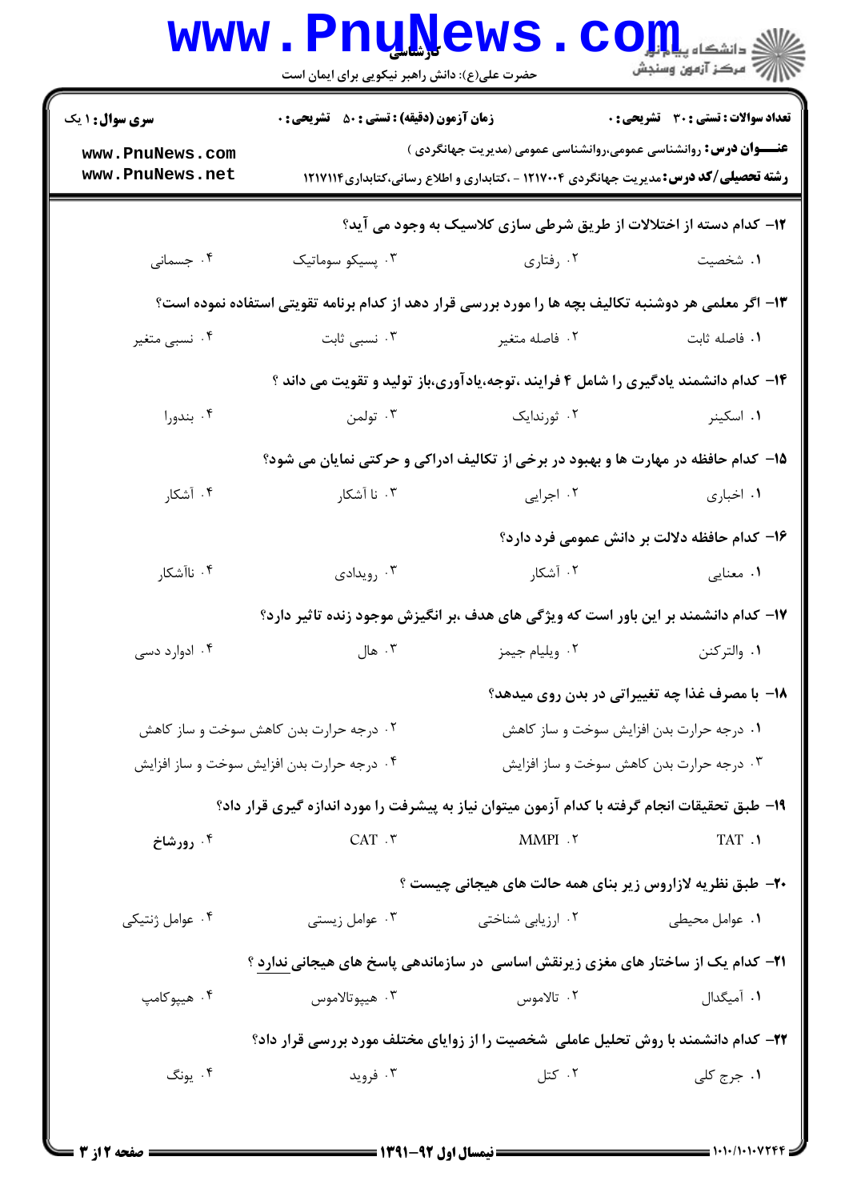۱۲- کدام دسته از اختلالات از طریق شرطی سازی کلاسیک به وجود می آید؟

۱. شخصیت
۲. رفتاری
۳. پسیکو سوماتیک
۴. جسمانی

۱۳- اگر معلمی هر دوشنبه تکالیف بچه ها را مورد بررسی قرار دهد از کدام برنامه تقویتی استفاده نموده است؟

۱. فاصله ثابت
۲. فاصله متغیر
۳. نسبی ثابت
۴. نسبی متغیر

۱۴- کدام دانشمند یادگیری را شامل ۴ فرایند ،توجه،یادآوری،باز تولید و تقویت می داند ؟

۱. اسکینر
۲. ثورندایک
۳. تولمن
۴. بندورا

۱۵- کدام حافظه در مهارت ها و بهبود در برخی از تکالیف ادراکی و حرکتی نمایان می شود؟

۱. اخباری
۲. اجرایی
۳. نا آشکار
۴. آشکار

۱۶- کدام حافظه دلالت بر دانش عمومی فرد دارد؟

۱. معنایی
۲. آشکار
۳. رویدادی
۴. ناآشکار

۱۷- کدام دانشمند بر این باور است که ویژگی های هدف ،بر انگیزش موجود زنده تاثیر دارد؟

۱. والترکنن
۲. ویلیام جیمز
۳. هال
۴. ادوارد دسی

۱۸- با مصرف غذا چه تغییراتی در بدن روی میدهد؟

۱. درجه حرارت بدن افزایش سوخت و ساز کاهش
۲. درجه حرارت بدن کاهش سوخت و ساز کاهش
۳. درجه حرارت بدن کاهش سوخت و ساز افزایش
۴. درجه حرارت بدن افزایش سوخت و ساز افزایش

۱۹- طبق تحقیقات انجام گرفته با کدام آزمون میتوان نیاز به پیشرفت را مورد اندازه گیری قرار داد؟

۱. TAT
۲. MMPI
۳. CAT
۴. رورشاخ

۲۰- طبق نظریه لازاروس زیر بنای همه حالت های هیجانی چیست ؟

۱. عوامل محیطی
۲. ارزیابی شناختی
۳. عوامل زیستی
۴. عوامل ژنتیکی

۲۱- کدام یک از ساختار های مغزی زیرنقش اساسی در سازماندهی پاسخ های هیجانی ندارد ؟

۱. آمیگدال
۲. تالاموس
۳. هیپوتالاموس
۴. هیپوکامپ

۲۲- کدام دانشمند با روش تحلیل عاملی شخصیت را از زوایای مختلف مورد بررسی قرار داد؟

۱. جرج کلی
۲. کتل
۳. فروید
۴. یونگ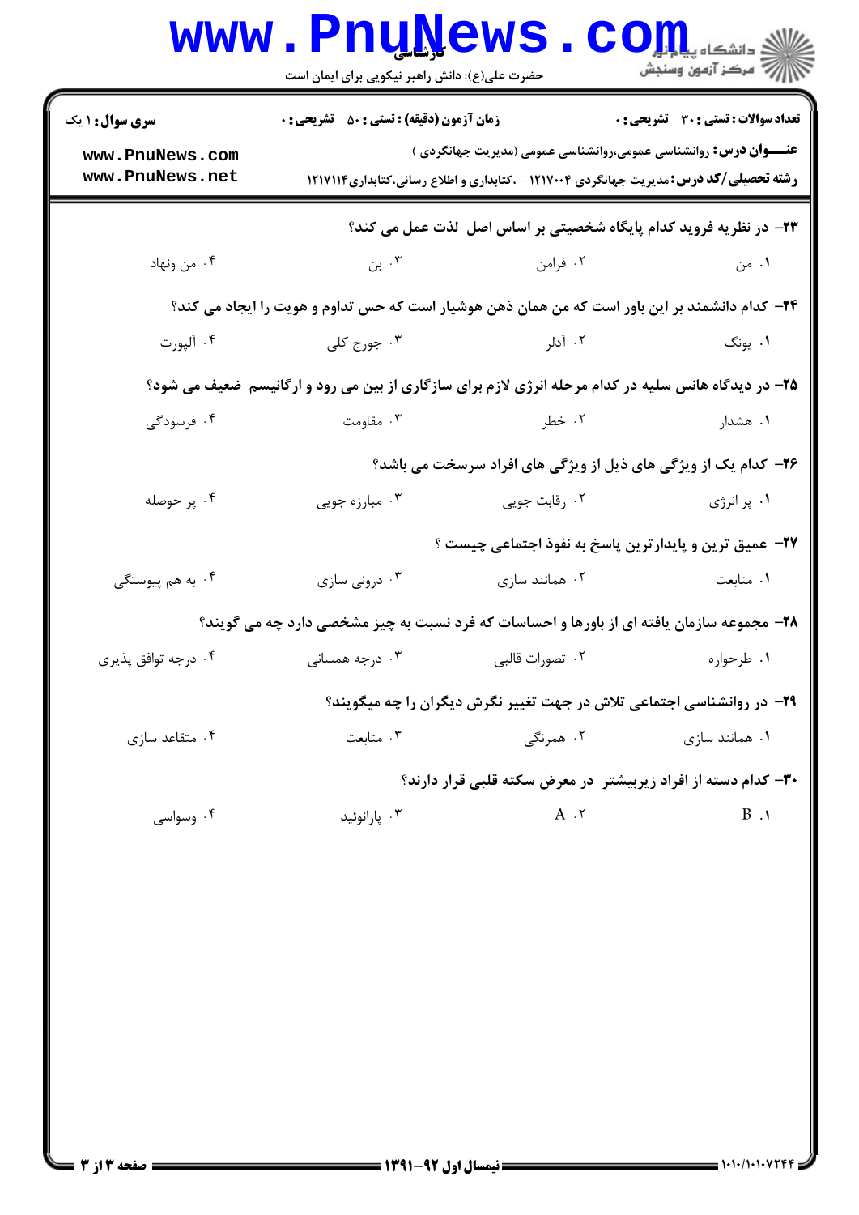۲۳- در نظریه فروید کدام پایگاه شخصیتی بر اساس اصل لذت عمل می کند؟

۱. من
۲. فرامن
۳. بن
۴. من ونهاد

۲۴- کدام دانشمند بر این باور است که من همان ذهن هوشیار است که حس تداوم و هویت را ایجاد می کند؟

۱. یونگ
۲. آدلر
۳. جورج کلی
۴. آلپورت

۲۵- در دیدگاه هانس سلیه در کدام مرحله انرژی لازم برای سازگاری از بین می رود و ارگانیسم ضعیف می شود؟

۱. هشدار
۲. خطر
۳. مقاومت
۴. فرسودگی

۲۶- کدام یک از ویژگی های ذیل از ویژگی های افراد سرسخت می باشد؟

۱. پر انرژی
۲. رقابت جویی
۳. مبارزه جویی
۴. پر حوصله

۲۷- عمیق ترین و پایدارترین پاسخ به نفوذ اجتماعی چیست ؟

۱. متابعت
۲. همانند سازی
۳. درونی سازی
۴. به هم پیوستگی

۲۸- مجموعه سازمان یافته ای از باورها و احساسات که فرد نسبت به چیز مشخصی دارد چه می گویند؟

۱. طرحواره
۲. تصورات قالبی
۳. درجه همسانی
۴. درجه توافق پذیری

۲۹- در روانشناسی اجتماعی تلاش در جهت تغییر نگرش دیگران را چه میگویند؟

۱. همانند سازی
۲. همرنگی
۳. متابعت
۴. متقاعد سازی

۳۰- کدام دسته از افراد زیربیشتر در معرض سکته قلبی قرار دارند؟

۱. B
۲. A
۳. پارانوئید
۴. وسواسی